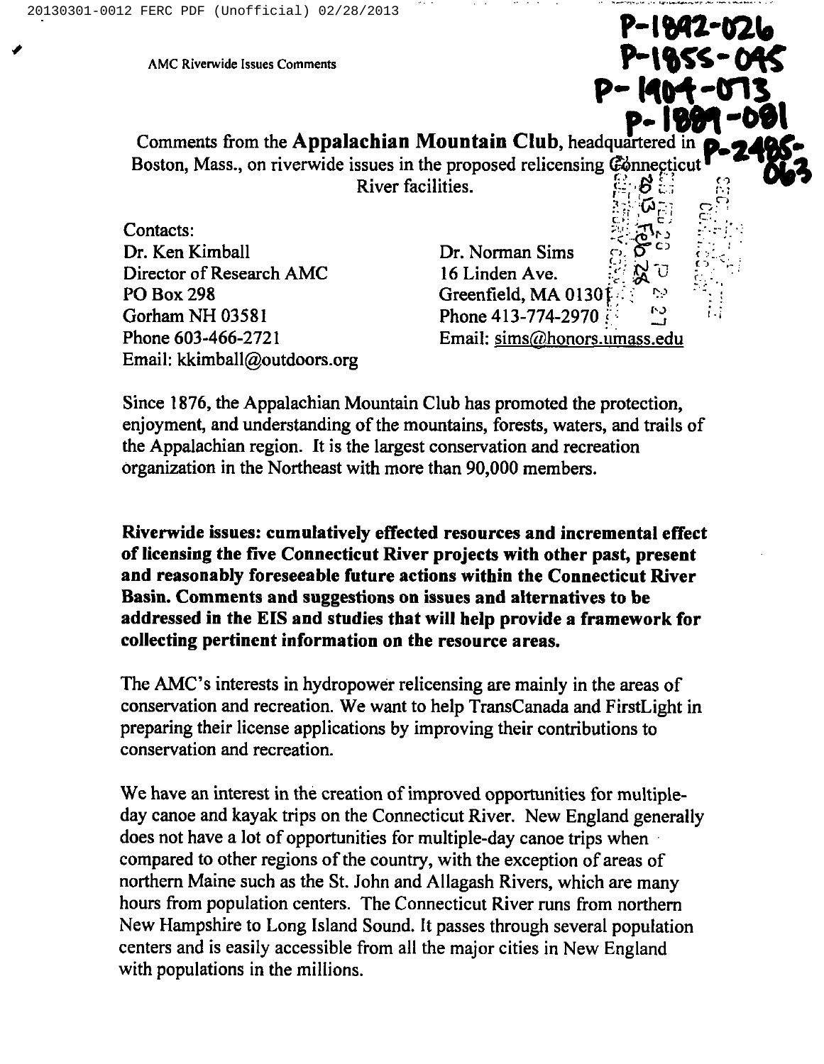AMC Riverwide Issues Comments

P-1892-026
P-1855-045
P-1904-073
P-1889-081
P-2485-063

Comments from the **Appalachian Mountain Club**, headquartered in Boston, Mass., on riverwide issues in the proposed relicensing Connecticut River facilities.

Contacts:

Dr. Ken Kimball
Director of Research AMC
PO Box 298
Gorham NH 03581
Phone 603-466-2721
Email: kkimball@outdoors.org

Dr. Norman Sims
16 Linden Ave.
Greenfield, MA 0130
Phone 413-774-2970
Email: sims@honors.umass.edu

Since 1876, the Appalachian Mountain Club has promoted the protection, enjoyment, and understanding of the mountains, forests, waters, and trails of the Appalachian region. It is the largest conservation and recreation organization in the Northeast with more than 90,000 members.

**Riverwide issues: cumulatively effected resources and incremental effect of licensing the five Connecticut River projects with other past, present and reasonably foreseeable future actions within the Connecticut River Basin. Comments and suggestions on issues and alternatives to be addressed in the EIS and studies that will help provide a framework for collecting pertinent information on the resource areas.**

The AMC's interests in hydropower relicensing are mainly in the areas of conservation and recreation. We want to help TransCanada and FirstLight in preparing their license applications by improving their contributions to conservation and recreation.

We have an interest in the creation of improved opportunities for multiple-day canoe and kayak trips on the Connecticut River. New England generally does not have a lot of opportunities for multiple-day canoe trips when compared to other regions of the country, with the exception of areas of northern Maine such as the St. John and Allagash Rivers, which are many hours from population centers. The Connecticut River runs from northern New Hampshire to Long Island Sound. It passes through several population centers and is easily accessible from all the major cities in New England with populations in the millions.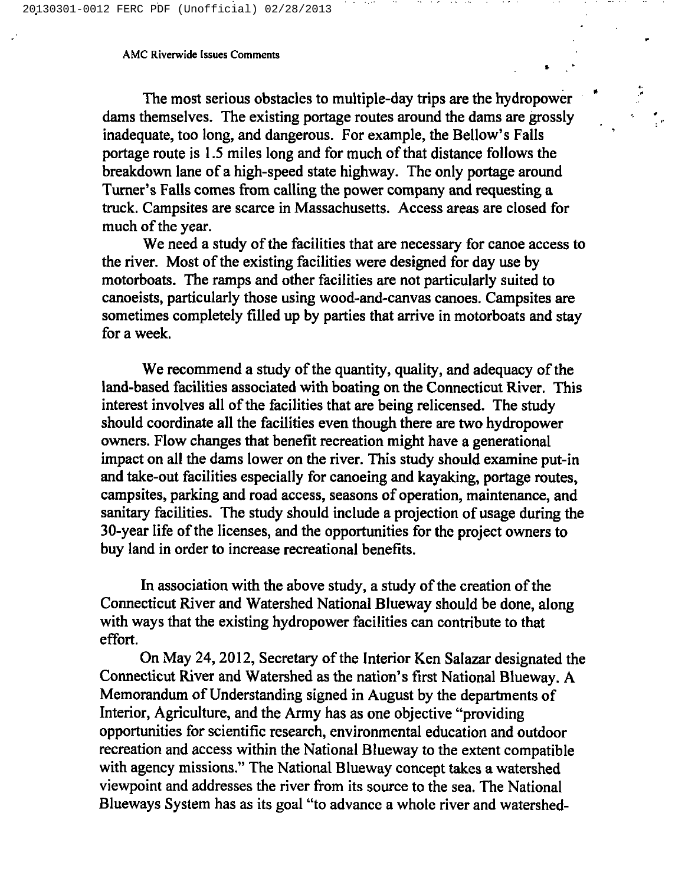The most serious obstacles to multiple-day trips are the hydropower dams themselves. The existing portage routes around the dams are grossly inadequate, too long, and dangerous. For example, the Bellow's Falls portage route is 1.5 miles long and for much of that distance follows the breakdown lane of a high-speed state highway. The only portage around Turner's Falls comes from calling the power company and requesting a truck. Campsites are scarce in Massachusetts. Access areas are closed for much of the year.

We need a study of the facilities that are necessary for canoe access to the river. Most of the existing facilities were designed for day use by motorboats. The ramps and other facilities are not particularly suited to canoeists, particularly those using wood-and-canvas canoes. Campsites are sometimes completely filled up by parties that arrive in motorboats and stay for a week.

We recommend a study of the quantity, quality, and adequacy of the land-based facilities associated with boating on the Connecticut River. This interest involves all of the facilities that are being relicensed. The study should coordinate all the facilities even though there are two hydropower owners. Flow changes that benefit recreation might have a generational impact on all the dams lower on the river. This study should examine put-in and take-out facilities especially for canoeing and kayaking, portage routes, campsites, parking and road access, seasons of operation, maintenance, and sanitary facilities. The study should include a projection of usage during the 30-year life of the licenses, and the opportunities for the project owners to buy land in order to increase recreational benefits.

In association with the above study, a study of the creation of the Connecticut River and Watershed National Blueway should be done, along with ways that the existing hydropower facilities can contribute to that effort.

On May 24, 2012, Secretary of the Interior Ken Salazar designated the Connecticut River and Watershed as the nation's first National Blueway. A Memorandum of Understanding signed in August by the departments of Interior, Agriculture, and the Army has as one objective "providing opportunities for scientific research, environmental education and outdoor recreation and access within the National Blueway to the extent compatible with agency missions." The National Blueway concept takes a watershed viewpoint and addresses the river from its source to the sea. The National Blueways System has as its goal "to advance a whole river and watershed-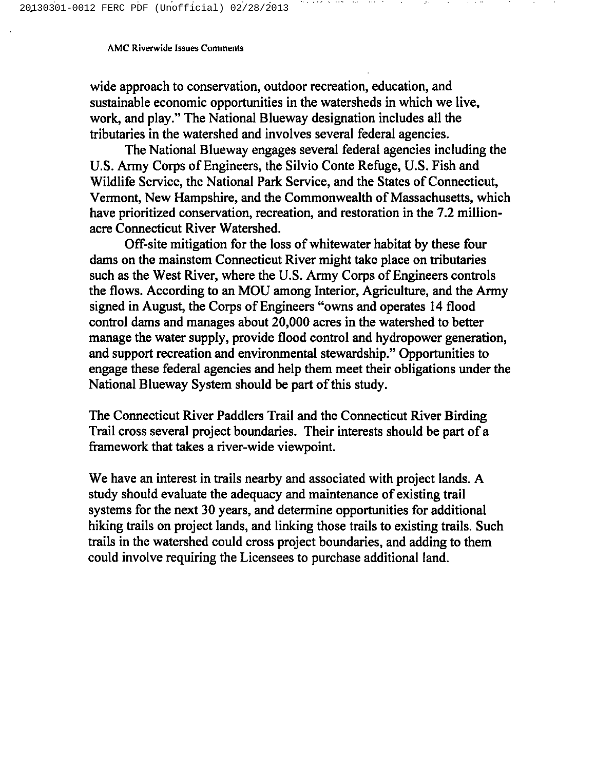wide approach to conservation, outdoor recreation, education, and sustainable economic opportunities in the watersheds in which we live, work, and play." The National Blueway designation includes all the tributaries in the watershed and involves several federal agencies.

The National Blueway engages several federal agencies including the U.S. Army Corps of Engineers, the Silvio Conte Refuge, U.S. Fish and Wildlife Service, the National Park Service, and the States of Connecticut, Vermont, New Hampshire, and the Commonwealth of Massachusetts, which have prioritized conservation, recreation, and restoration in the 7.2 million-acre Connecticut River Watershed.

Off-site mitigation for the loss of whitewater habitat by these four dams on the mainstem Connecticut River might take place on tributaries such as the West River, where the U.S. Army Corps of Engineers controls the flows. According to an MOU among Interior, Agriculture, and the Army signed in August, the Corps of Engineers "owns and operates 14 flood control dams and manages about 20,000 acres in the watershed to better manage the water supply, provide flood control and hydropower generation, and support recreation and environmental stewardship." Opportunities to engage these federal agencies and help them meet their obligations under the National Blueway System should be part of this study.

The Connecticut River Paddlers Trail and the Connecticut River Birding Trail cross several project boundaries. Their interests should be part of a framework that takes a river-wide viewpoint.

We have an interest in trails nearby and associated with project lands. A study should evaluate the adequacy and maintenance of existing trail systems for the next 30 years, and determine opportunities for additional hiking trails on project lands, and linking those trails to existing trails. Such trails in the watershed could cross project boundaries, and adding to them could involve requiring the Licensees to purchase additional land.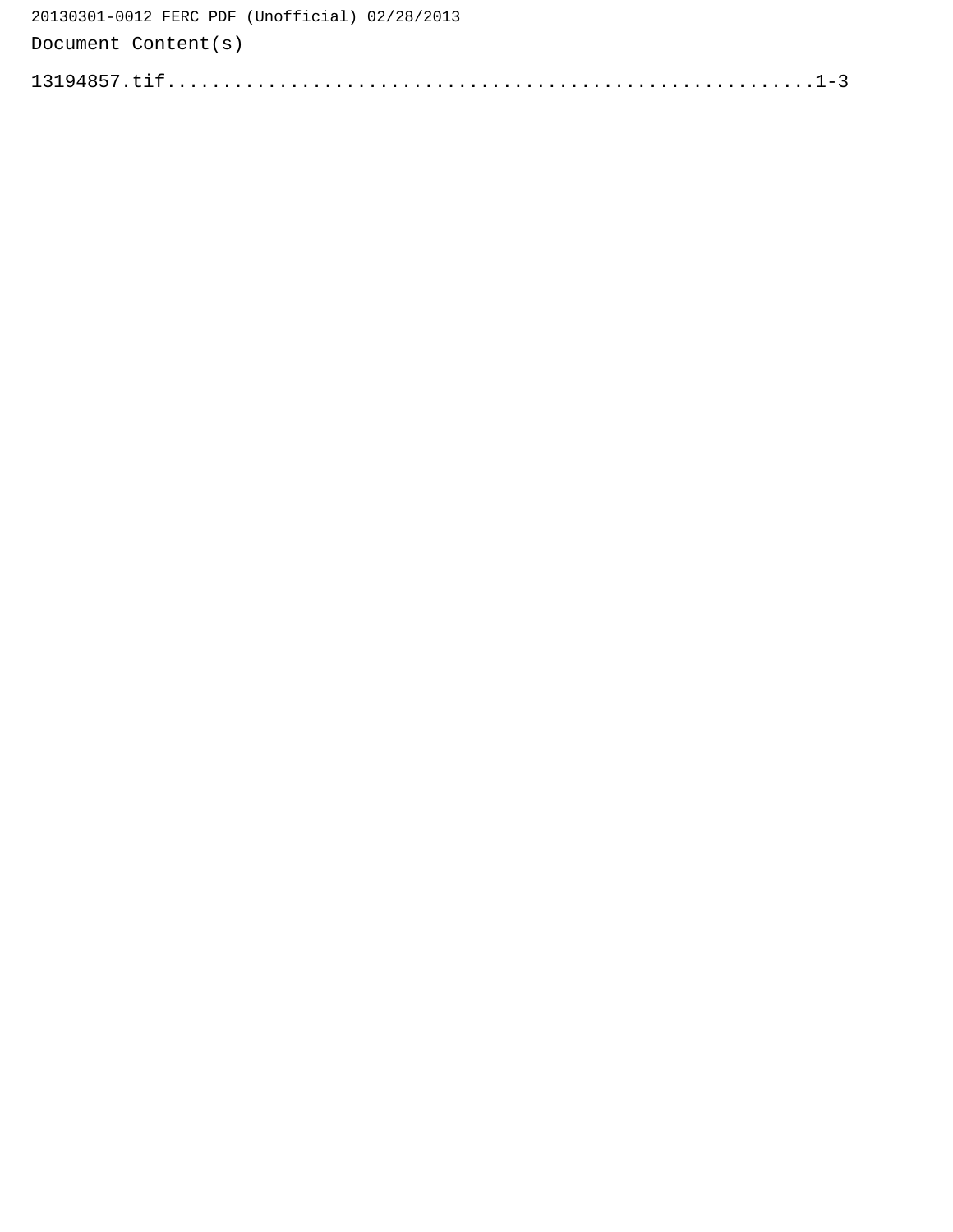Document Content(s)

13194857.tif......................................................1-3